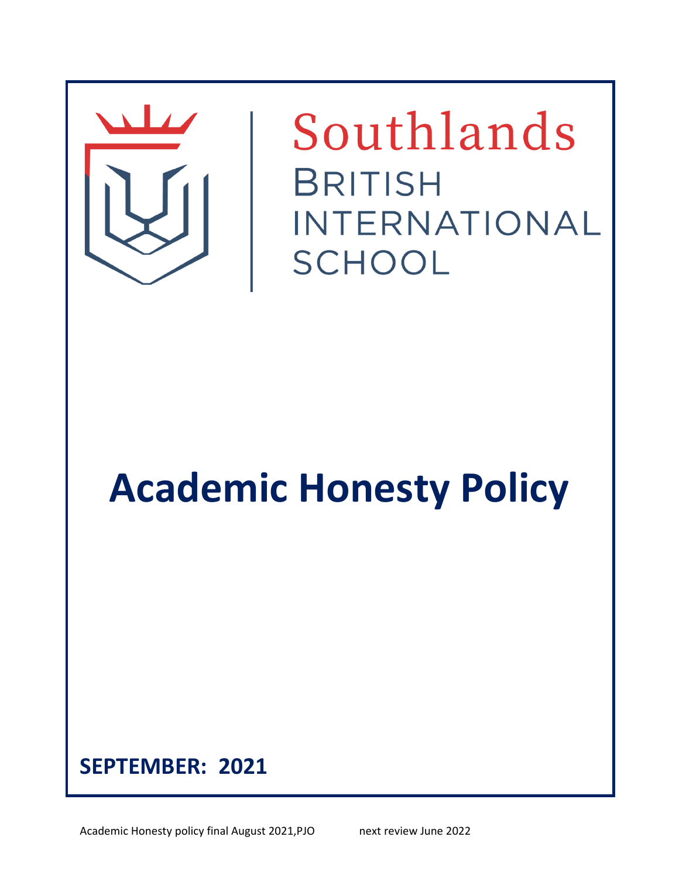Southlands
British International School

# Academic Honesty Policy

**SEPTEMBER: 2021**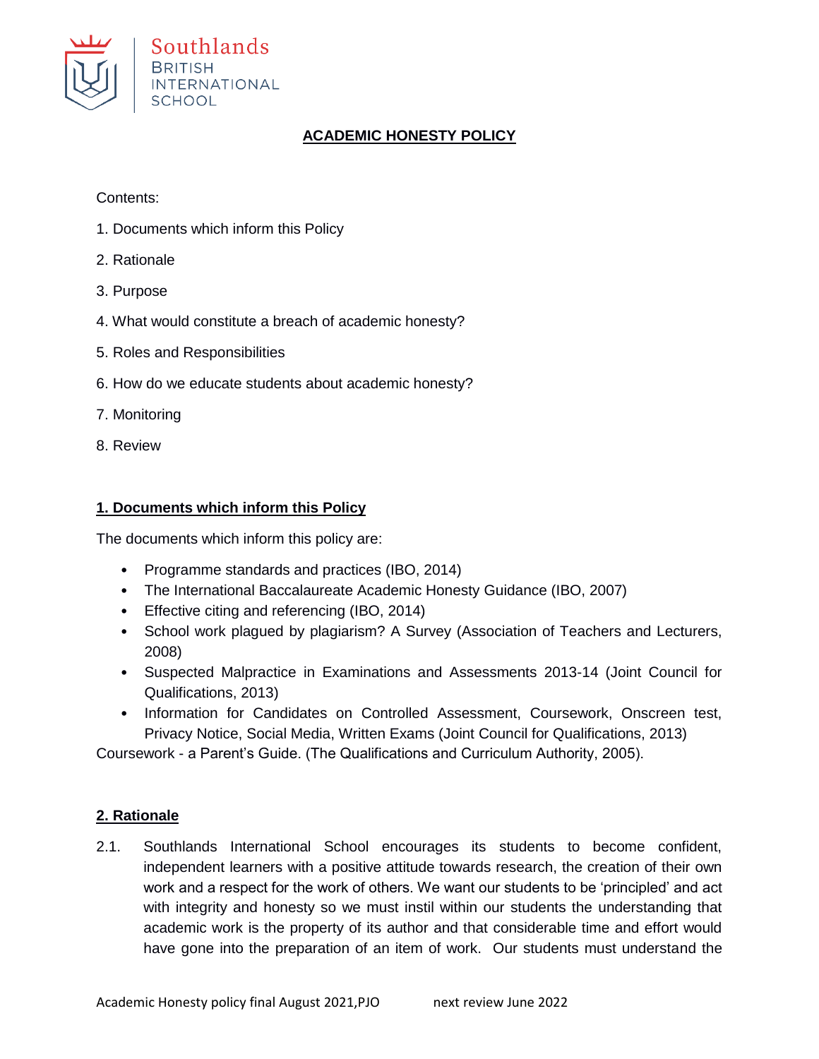Southlands
BRITISH
INTERNATIONAL
SCHOOL

# ACADEMIC HONESTY POLICY

Contents:

1. Documents which inform this Policy
2. Rationale
3. Purpose
4. What would constitute a breach of academic honesty?
5. Roles and Responsibilities
6. How do we educate students about academic honesty?
7. Monitoring
8. Review

## 1. Documents which inform this Policy

The documents which inform this policy are:

- Programme standards and practices (IBO, 2014)
- The International Baccalaureate Academic Honesty Guidance (IBO, 2007)
- Effective citing and referencing (IBO, 2014)
- School work plagued by plagiarism? A Survey (Association of Teachers and Lecturers, 2008)
- Suspected Malpractice in Examinations and Assessments 2013-14 (Joint Council for Qualifications, 2013)
- Information for Candidates on Controlled Assessment, Coursework, Onscreen test, Privacy Notice, Social Media, Written Exams (Joint Council for Qualifications, 2013)

Coursework - a Parent's Guide. (The Qualifications and Curriculum Authority, 2005).

## 2. Rationale

2.1. Southlands International School encourages its students to become confident, independent learners with a positive attitude towards research, the creation of their own work and a respect for the work of others. We want our students to be 'principled' and act with integrity and honesty so we must instil within our students the understanding that academic work is the property of its author and that considerable time and effort would have gone into the preparation of an item of work. Our students must understand the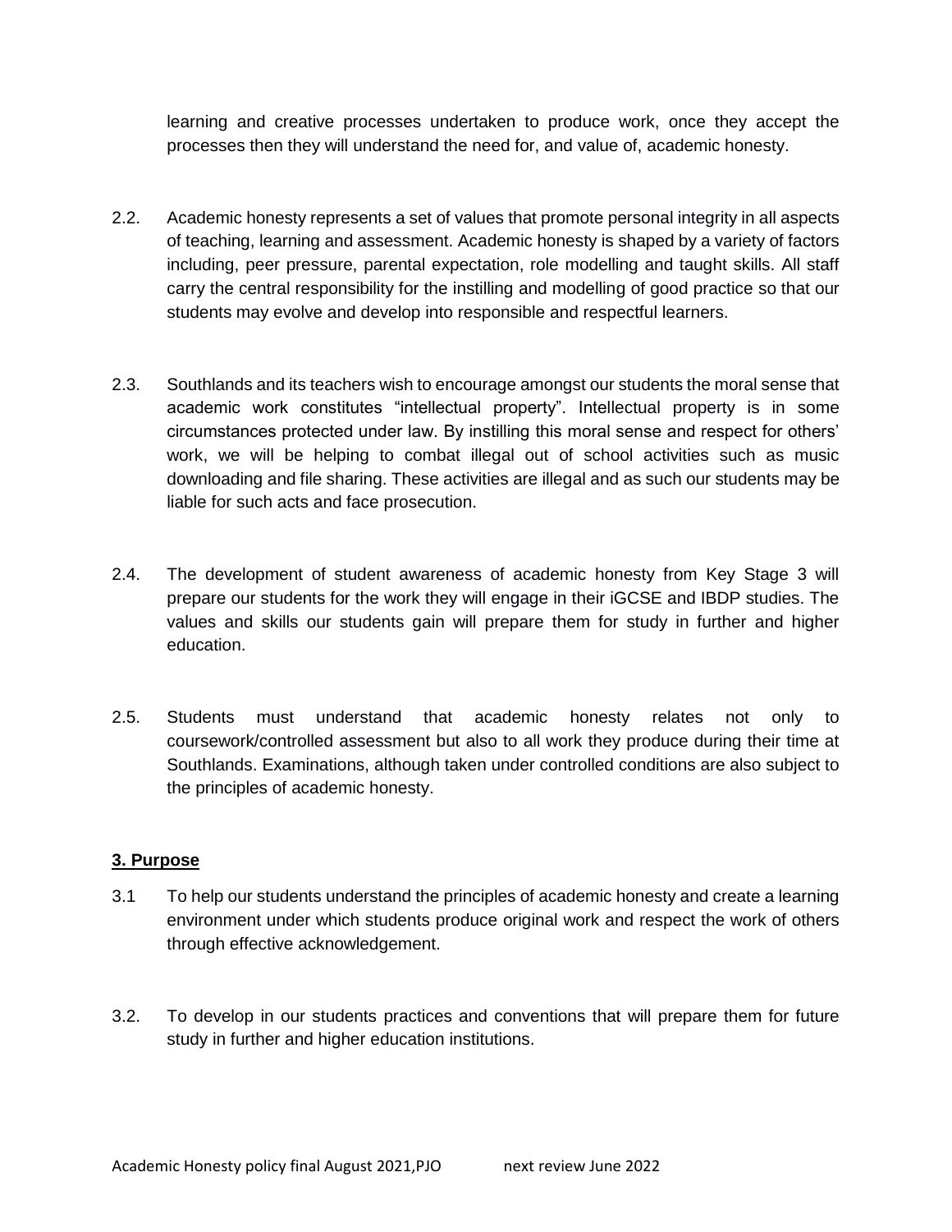learning and creative processes undertaken to produce work, once they accept the processes then they will understand the need for, and value of, academic honesty.

2.2. Academic honesty represents a set of values that promote personal integrity in all aspects of teaching, learning and assessment. Academic honesty is shaped by a variety of factors including, peer pressure, parental expectation, role modelling and taught skills. All staff carry the central responsibility for the instilling and modelling of good practice so that our students may evolve and develop into responsible and respectful learners.

2.3. Southlands and its teachers wish to encourage amongst our students the moral sense that academic work constitutes "intellectual property". Intellectual property is in some circumstances protected under law. By instilling this moral sense and respect for others' work, we will be helping to combat illegal out of school activities such as music downloading and file sharing. These activities are illegal and as such our students may be liable for such acts and face prosecution.

2.4. The development of student awareness of academic honesty from Key Stage 3 will prepare our students for the work they will engage in their iGCSE and IBDP studies. The values and skills our students gain will prepare them for study in further and higher education.

2.5. Students must understand that academic honesty relates not only to coursework/controlled assessment but also to all work they produce during their time at Southlands. Examinations, although taken under controlled conditions are also subject to the principles of academic honesty.

## 3. Purpose

3.1 To help our students understand the principles of academic honesty and create a learning environment under which students produce original work and respect the work of others through effective acknowledgement.

3.2. To develop in our students practices and conventions that will prepare them for future study in further and higher education institutions.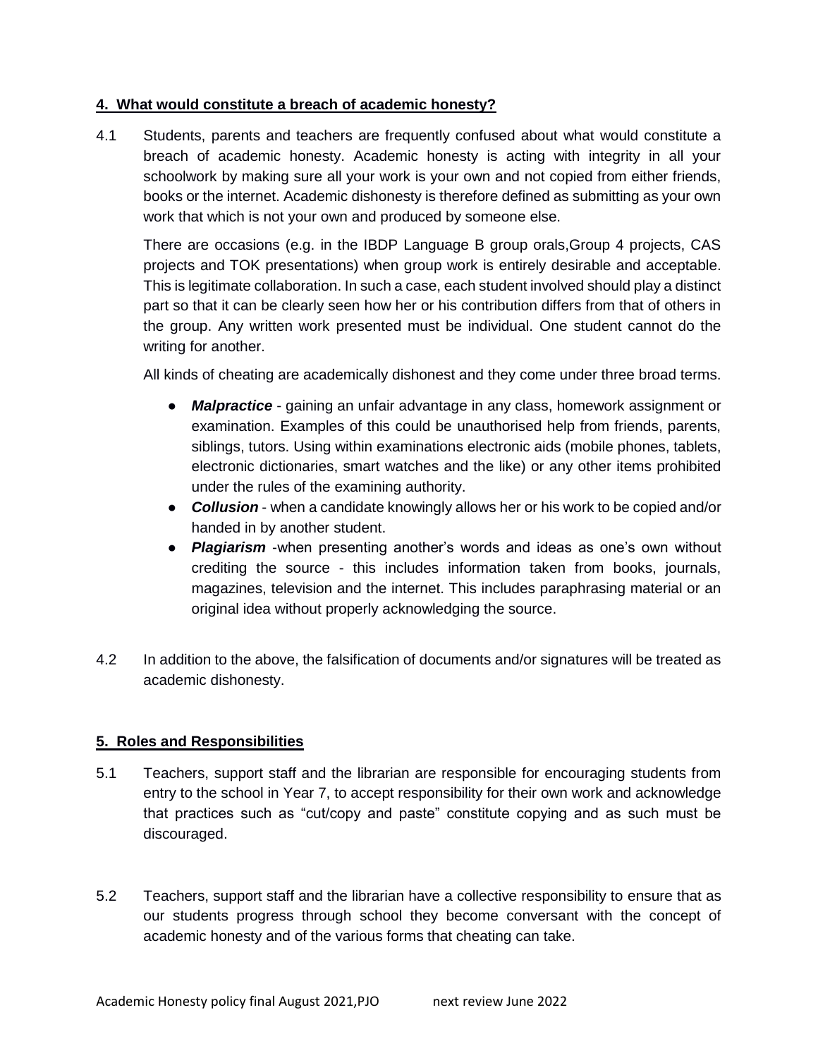## 4. What would constitute a breach of academic honesty?

4.1 Students, parents and teachers are frequently confused about what would constitute a breach of academic honesty. Academic honesty is acting with integrity in all your schoolwork by making sure all your work is your own and not copied from either friends, books or the internet. Academic dishonesty is therefore defined as submitting as your own work that which is not your own and produced by someone else.

There are occasions (e.g. in the IBDP Language B group orals,Group 4 projects, CAS projects and TOK presentations) when group work is entirely desirable and acceptable. This is legitimate collaboration. In such a case, each student involved should play a distinct part so that it can be clearly seen how her or his contribution differs from that of others in the group. Any written work presented must be individual. One student cannot do the writing for another.

All kinds of cheating are academically dishonest and they come under three broad terms.

- ***Malpractice*** - gaining an unfair advantage in any class, homework assignment or examination. Examples of this could be unauthorised help from friends, parents, siblings, tutors. Using within examinations electronic aids (mobile phones, tablets, electronic dictionaries, smart watches and the like) or any other items prohibited under the rules of the examining authority.
- ***Collusion*** - when a candidate knowingly allows her or his work to be copied and/or handed in by another student.
- ***Plagiarism*** -when presenting another's words and ideas as one's own without crediting the source - this includes information taken from books, journals, magazines, television and the internet. This includes paraphrasing material or an original idea without properly acknowledging the source.

4.2 In addition to the above, the falsification of documents and/or signatures will be treated as academic dishonesty.

## 5. Roles and Responsibilities

5.1 Teachers, support staff and the librarian are responsible for encouraging students from entry to the school in Year 7, to accept responsibility for their own work and acknowledge that practices such as "cut/copy and paste" constitute copying and as such must be discouraged.

5.2 Teachers, support staff and the librarian have a collective responsibility to ensure that as our students progress through school they become conversant with the concept of academic honesty and of the various forms that cheating can take.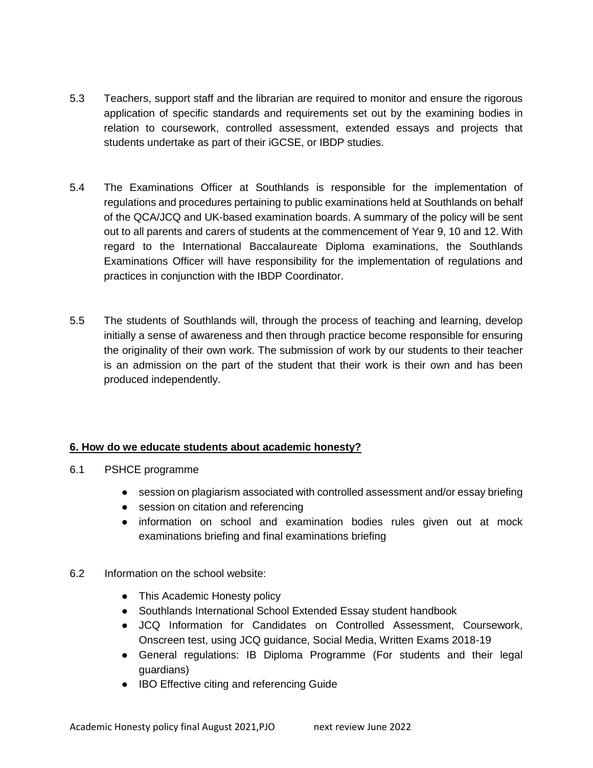5.3 Teachers, support staff and the librarian are required to monitor and ensure the rigorous application of specific standards and requirements set out by the examining bodies in relation to coursework, controlled assessment, extended essays and projects that students undertake as part of their iGCSE, or IBDP studies.

5.4 The Examinations Officer at Southlands is responsible for the implementation of regulations and procedures pertaining to public examinations held at Southlands on behalf of the QCA/JCQ and UK-based examination boards. A summary of the policy will be sent out to all parents and carers of students at the commencement of Year 9, 10 and 12. With regard to the International Baccalaureate Diploma examinations, the Southlands Examinations Officer will have responsibility for the implementation of regulations and practices in conjunction with the IBDP Coordinator.

5.5 The students of Southlands will, through the process of teaching and learning, develop initially a sense of awareness and then through practice become responsible for ensuring the originality of their own work. The submission of work by our students to their teacher is an admission on the part of the student that their work is their own and has been produced independently.

## 6. How do we educate students about academic honesty?

6.1 PSHCE programme

- session on plagiarism associated with controlled assessment and/or essay briefing
- session on citation and referencing
- information on school and examination bodies rules given out at mock examinations briefing and final examinations briefing

6.2 Information on the school website:

- This Academic Honesty policy
- Southlands International School Extended Essay student handbook
- JCQ Information for Candidates on Controlled Assessment, Coursework, Onscreen test, using JCQ guidance, Social Media, Written Exams 2018-19
- General regulations: IB Diploma Programme (For students and their legal guardians)
- IBO Effective citing and referencing Guide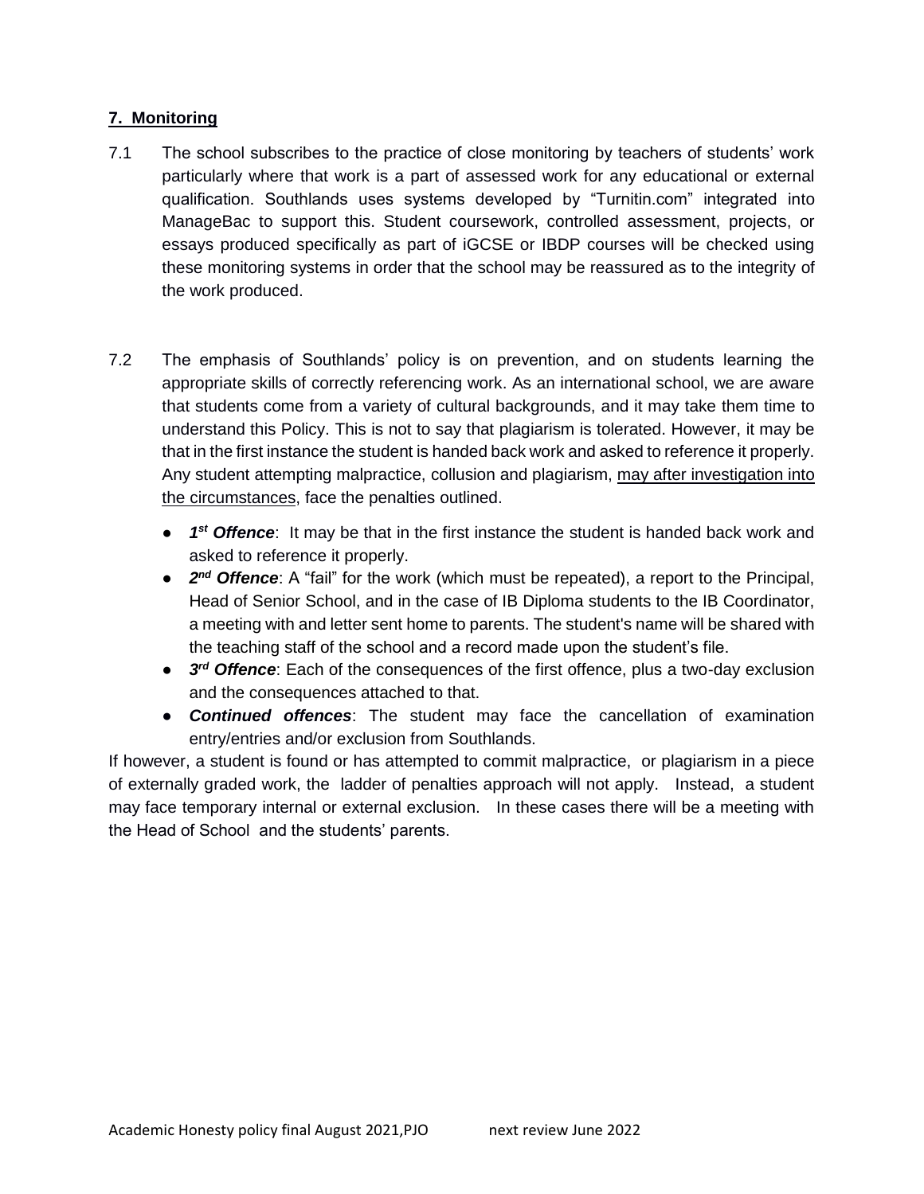## 7. Monitoring

7.1 The school subscribes to the practice of close monitoring by teachers of students' work particularly where that work is a part of assessed work for any educational or external qualification. Southlands uses systems developed by "Turnitin.com" integrated into ManageBac to support this. Student coursework, controlled assessment, projects, or essays produced specifically as part of iGCSE or IBDP courses will be checked using these monitoring systems in order that the school may be reassured as to the integrity of the work produced.

7.2 The emphasis of Southlands' policy is on prevention, and on students learning the appropriate skills of correctly referencing work. As an international school, we are aware that students come from a variety of cultural backgrounds, and it may take them time to understand this Policy. This is not to say that plagiarism is tolerated. However, it may be that in the first instance the student is handed back work and asked to reference it properly. Any student attempting malpractice, collusion and plagiarism, <u>may after investigation into the circumstances</u>, face the penalties outlined.

- ***1st Offence***: It may be that in the first instance the student is handed back work and asked to reference it properly.
- ***2nd Offence***: A "fail" for the work (which must be repeated), a report to the Principal, Head of Senior School, and in the case of IB Diploma students to the IB Coordinator, a meeting with and letter sent home to parents. The student's name will be shared with the teaching staff of the school and a record made upon the student's file.
- ***3rd Offence***: Each of the consequences of the first offence, plus a two-day exclusion and the consequences attached to that.
- ***Continued offences***: The student may face the cancellation of examination entry/entries and/or exclusion from Southlands.

If however, a student is found or has attempted to commit malpractice, or plagiarism in a piece of externally graded work, the ladder of penalties approach will not apply. Instead, a student may face temporary internal or external exclusion. In these cases there will be a meeting with the Head of School and the students' parents.